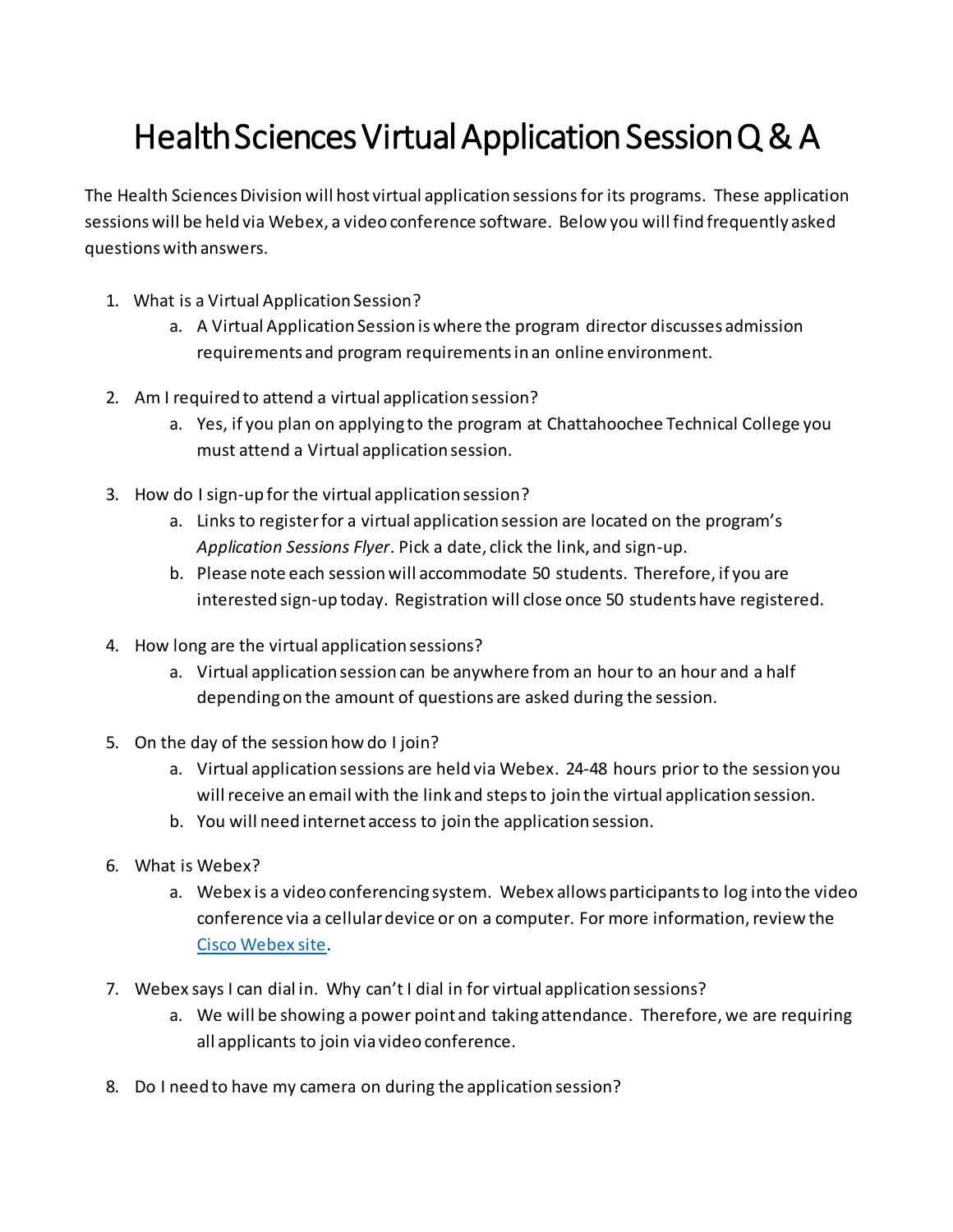# Health Sciences Virtual Application Session Q & A

The Health Sciences Division will host virtual application sessions for its programs. These application sessions will be held via Webex, a video conference software. Below you will find frequently asked questions with answers.

1. What is a Virtual Application Session?
    a. A Virtual Application Session is where the program director discusses admission requirements and program requirements in an online environment.

2. Am I required to attend a virtual application session?
    a. Yes, if you plan on applying to the program at Chattahoochee Technical College you must attend a Virtual application session.

3. How do I sign-up for the virtual application session?
    a. Links to register for a virtual application session are located on the program's *Application Sessions Flyer*. Pick a date, click the link, and sign-up.
    b. Please note each session will accommodate 50 students. Therefore, if you are interested sign-up today. Registration will close once 50 students have registered.

4. How long are the virtual application sessions?
    a. Virtual application session can be anywhere from an hour to an hour and a half depending on the amount of questions are asked during the session.

5. On the day of the session how do I join?
    a. Virtual application sessions are held via Webex. 24-48 hours prior to the session you will receive an email with the link and steps to join the virtual application session.
    b. You will need internet access to join the application session.

6. What is Webex?
    a. Webex is a video conferencing system. Webex allows participants to log into the video conference via a cellular device or on a computer. For more information, review the Cisco Webex site.

7. Webex says I can dial in. Why can't I dial in for virtual application sessions?
    a. We will be showing a power point and taking attendance. Therefore, we are requiring all applicants to join via video conference.

8. Do I need to have my camera on during the application session?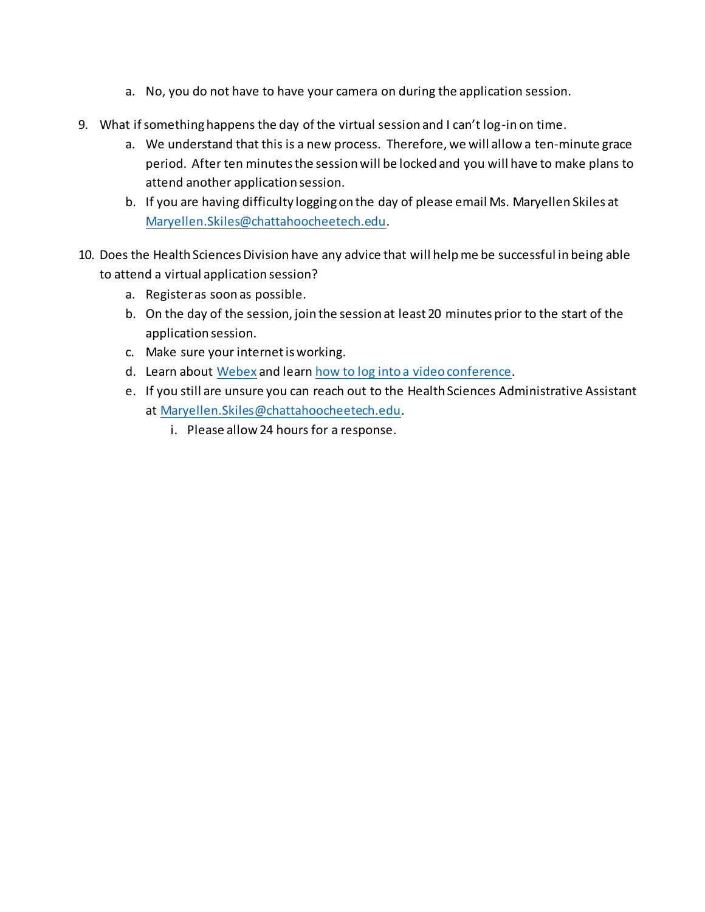a. No, you do not have to have your camera on during the application session.

9. What if something happens the day of the virtual session and I can't log-in on time.
   a. We understand that this is a new process. Therefore, we will allow a ten-minute grace period. After ten minutes the session will be locked and you will have to make plans to attend another application session.
   b. If you are having difficulty logging on the day of please email Ms. Maryellen Skiles at Maryellen.Skiles@chattahoocheetech.edu.

10. Does the Health Sciences Division have any advice that will help me be successful in being able to attend a virtual application session?
    a. Register as soon as possible.
    b. On the day of the session, join the session at least 20 minutes prior to the start of the application session.
    c. Make sure your internet is working.
    d. Learn about Webex and learn how to log into a video conference.
    e. If you still are unsure you can reach out to the Health Sciences Administrative Assistant at Maryellen.Skiles@chattahoocheetech.edu.
       i. Please allow 24 hours for a response.